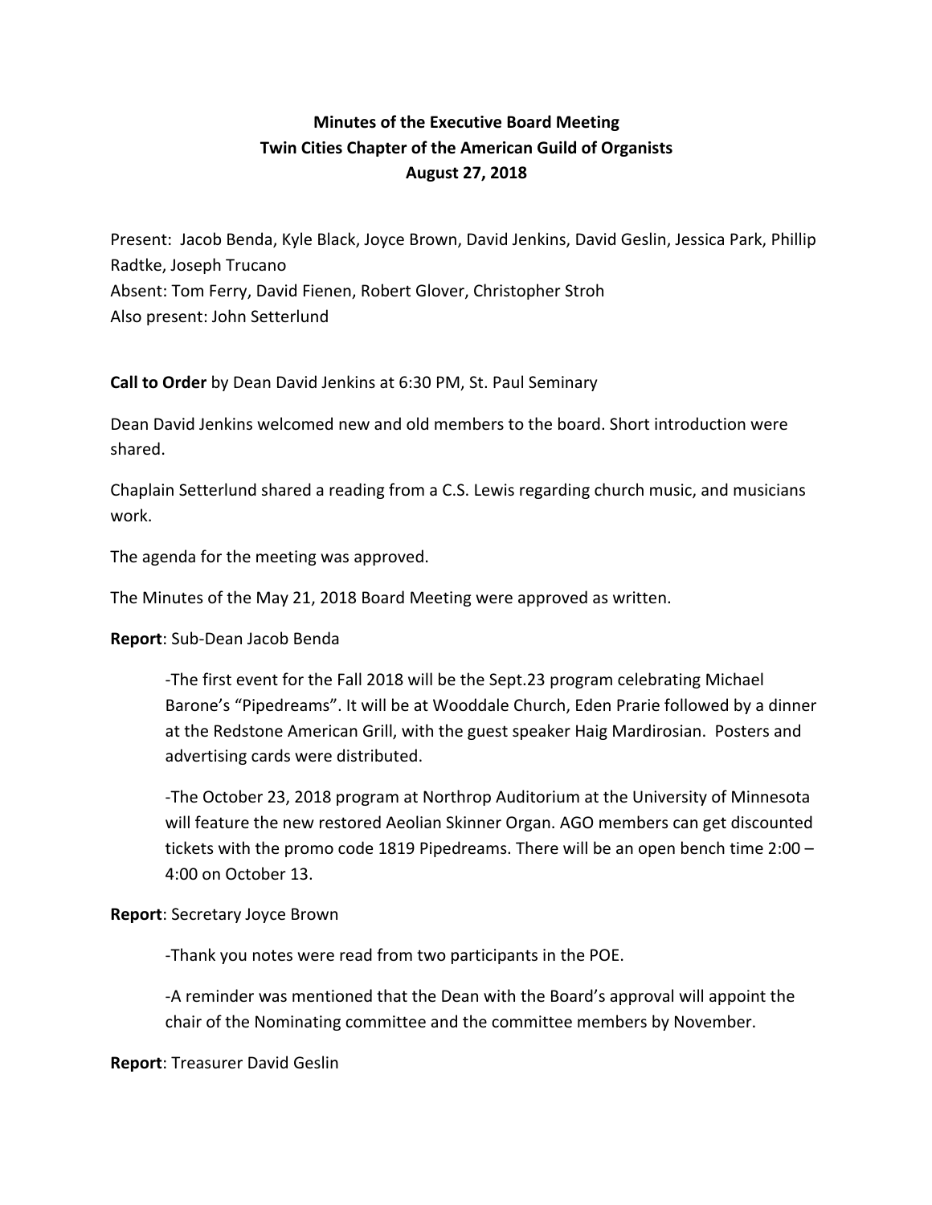**Minutes of the Executive Board Meeting**
**Twin Cities Chapter of the American Guild of Organists**
**August 27, 2018**

Present: Jacob Benda, Kyle Black, Joyce Brown, David Jenkins, David Geslin, Jessica Park, Phillip Radtke, Joseph Trucano
Absent: Tom Ferry, David Fienen, Robert Glover, Christopher Stroh
Also present: John Setterlund

**Call to Order** by Dean David Jenkins at 6:30 PM, St. Paul Seminary

Dean David Jenkins welcomed new and old members to the board. Short introduction were shared.

Chaplain Setterlund shared a reading from a C.S. Lewis regarding church music, and musicians work.

The agenda for the meeting was approved.

The Minutes of the May 21, 2018 Board Meeting were approved as written.

**Report**: Sub-Dean Jacob Benda

-The first event for the Fall 2018 will be the Sept.23 program celebrating Michael Barone's "Pipedreams". It will be at Wooddale Church, Eden Prarie followed by a dinner at the Redstone American Grill, with the guest speaker Haig Mardirosian. Posters and advertising cards were distributed.

-The October 23, 2018 program at Northrop Auditorium at the University of Minnesota will feature the new restored Aeolian Skinner Organ. AGO members can get discounted tickets with the promo code 1819 Pipedreams. There will be an open bench time 2:00 – 4:00 on October 13.

**Report**: Secretary Joyce Brown

-Thank you notes were read from two participants in the POE.

-A reminder was mentioned that the Dean with the Board's approval will appoint the chair of the Nominating committee and the committee members by November.

**Report**: Treasurer David Geslin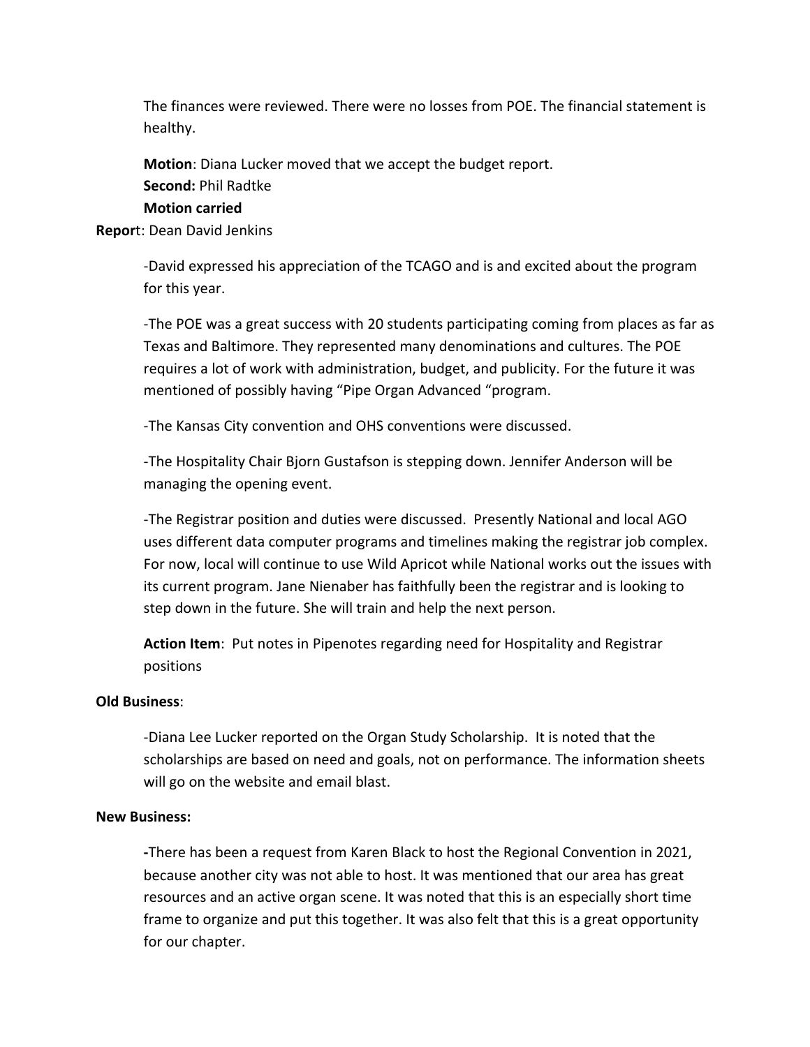The finances were reviewed. There were no losses from POE. The financial statement is healthy.

**Motion**: Diana Lucker moved that we accept the budget report.
**Second:** Phil Radtke
**Motion carried**

**Report**: Dean David Jenkins

-David expressed his appreciation of the TCAGO and is and excited about the program for this year.

-The POE was a great success with 20 students participating coming from places as far as Texas and Baltimore. They represented many denominations and cultures. The POE requires a lot of work with administration, budget, and publicity. For the future it was mentioned of possibly having "Pipe Organ Advanced "program.

-The Kansas City convention and OHS conventions were discussed.

-The Hospitality Chair Bjorn Gustafson is stepping down. Jennifer Anderson will be managing the opening event.

-The Registrar position and duties were discussed. Presently National and local AGO uses different data computer programs and timelines making the registrar job complex. For now, local will continue to use Wild Apricot while National works out the issues with its current program. Jane Nienaber has faithfully been the registrar and is looking to step down in the future. She will train and help the next person.

**Action Item**: Put notes in Pipenotes regarding need for Hospitality and Registrar positions

**Old Business**:

-Diana Lee Lucker reported on the Organ Study Scholarship. It is noted that the scholarships are based on need and goals, not on performance. The information sheets will go on the website and email blast.

**New Business:**

**-**There has been a request from Karen Black to host the Regional Convention in 2021, because another city was not able to host. It was mentioned that our area has great resources and an active organ scene. It was noted that this is an especially short time frame to organize and put this together. It was also felt that this is a great opportunity for our chapter.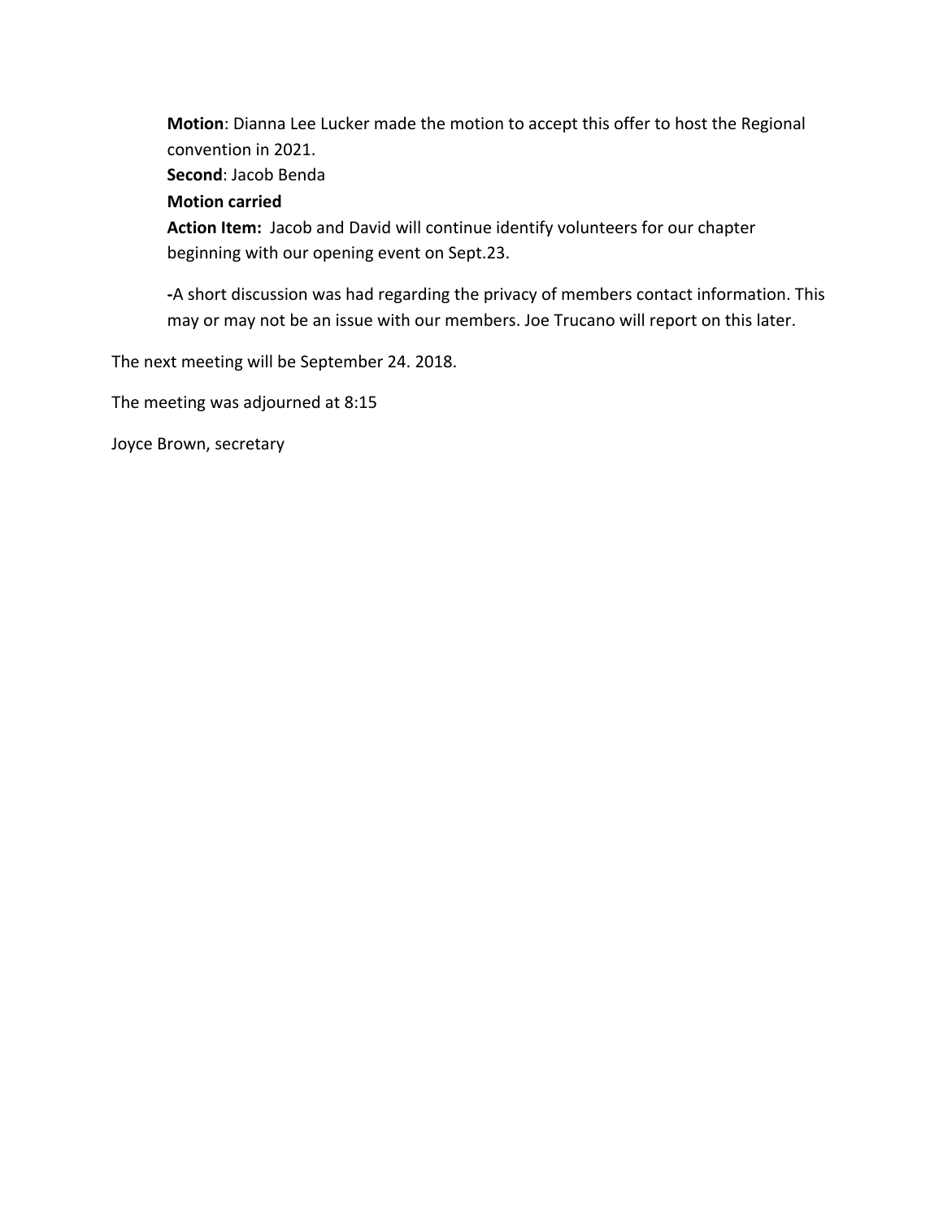**Motion**: Dianna Lee Lucker made the motion to accept this offer to host the Regional convention in 2021.
**Second**: Jacob Benda
**Motion carried**
**Action Item:** Jacob and David will continue identify volunteers for our chapter beginning with our opening event on Sept.23.

**-**A short discussion was had regarding the privacy of members contact information. This may or may not be an issue with our members. Joe Trucano will report on this later.

The next meeting will be September 24. 2018.

The meeting was adjourned at 8:15

Joyce Brown, secretary